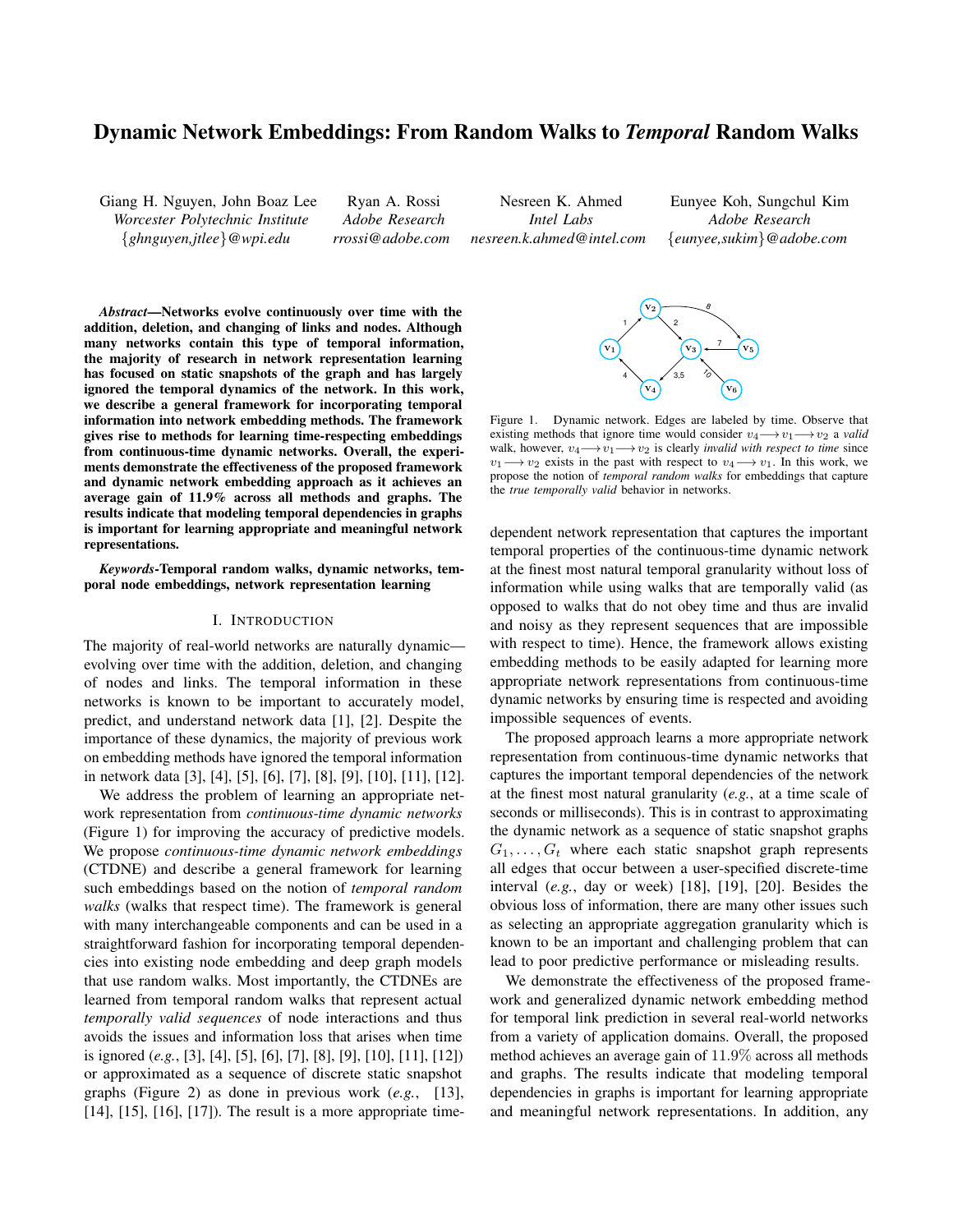# Dynamic Network Embeddings: From Random Walks to *Temporal* Random Walks

Giang H. Nguyen, John Boaz Lee
*Worcester Polytechnic Institute*
*{ghnguyen,jtlee}@wpi.edu*

Ryan A. Rossi
*Adobe Research*
*rrossi@adobe.com*

Nesreen K. Ahmed
*Intel Labs*
*nesreen.k.ahmed@intel.com*

Eunyee Koh, Sungchul Kim
*Adobe Research*
*{eunyee,sukim}@adobe.com*

***Abstract*—Networks evolve continuously over time with the addition, deletion, and changing of links and nodes. Although many networks contain this type of temporal information, the majority of research in network representation learning has focused on static snapshots of the graph and has largely ignored the temporal dynamics of the network. In this work, we describe a general framework for incorporating temporal information into network embedding methods. The framework gives rise to methods for learning time-respecting embeddings from continuous-time dynamic networks. Overall, the experiments demonstrate the effectiveness of the proposed framework and dynamic network embedding approach as it achieves an average gain of 11.9% across all methods and graphs. The results indicate that modeling temporal dependencies in graphs is important for learning appropriate and meaningful network representations.**

***Keywords*-Temporal random walks, dynamic networks, temporal node embeddings, network representation learning**

## I. Introduction

The majority of real-world networks are naturally dynamic—evolving over time with the addition, deletion, and changing of nodes and links. The temporal information in these networks is known to be important to accurately model, predict, and understand network data [1], [2]. Despite the importance of these dynamics, the majority of previous work on embedding methods have ignored the temporal information in network data [3], [4], [5], [6], [7], [8], [9], [10], [11], [12].

We address the problem of learning an appropriate network representation from *continuous-time dynamic networks* (Figure 1) for improving the accuracy of predictive models. We propose *continuous-time dynamic network embeddings* (CTDNE) and describe a general framework for learning such embeddings based on the notion of *temporal random walks* (walks that respect time). The framework is general with many interchangeable components and can be used in a straightforward fashion for incorporating temporal dependencies into existing node embedding and deep graph models that use random walks. Most importantly, the CTDNEs are learned from temporal random walks that represent actual *temporally valid sequences* of node interactions and thus avoids the issues and information loss that arises when time is ignored (*e.g.*, [3], [4], [5], [6], [7], [8], [9], [10], [11], [12]) or approximated as a sequence of discrete static snapshot graphs (Figure 2) as done in previous work (*e.g.*, [13], [14], [15], [16], [17]). The result is a more appropriate time-dependent network representation that captures the important temporal properties of the continuous-time dynamic network at the finest most natural temporal granularity without loss of information while using walks that are temporally valid (as opposed to walks that do not obey time and thus are invalid and noisy as they represent sequences that are impossible with respect to time). Hence, the framework allows existing embedding methods to be easily adapted for learning more appropriate network representations from continuous-time dynamic networks by ensuring time is respected and avoiding impossible sequences of events.

Figure 1. Dynamic network. Edges are labeled by time. Observe that existing methods that ignore time would consider $v_4 \longrightarrow v_1 \longrightarrow v_2$ a *valid* walk, however, $v_4 \longrightarrow v_1 \longrightarrow v_2$ is clearly *invalid with respect to time* since $v_1 \longrightarrow v_2$ exists in the past with respect to $v_4 \longrightarrow v_1$. In this work, we propose the notion of *temporal random walks* for embeddings that capture the *true temporally valid* behavior in networks.

The proposed approach learns a more appropriate network representation from continuous-time dynamic networks that captures the important temporal dependencies of the network at the finest most natural granularity (*e.g.*, at a time scale of seconds or milliseconds). This is in contrast to approximating the dynamic network as a sequence of static snapshot graphs $G_1, \ldots, G_t$ where each static snapshot graph represents all edges that occur between a user-specified discrete-time interval (*e.g.*, day or week) [18], [19], [20]. Besides the obvious loss of information, there are many other issues such as selecting an appropriate aggregation granularity which is known to be an important and challenging problem that can lead to poor predictive performance or misleading results.

We demonstrate the effectiveness of the proposed framework and generalized dynamic network embedding method for temporal link prediction in several real-world networks from a variety of application domains. Overall, the proposed method achieves an average gain of $11.9\%$ across all methods and graphs. The results indicate that modeling temporal dependencies in graphs is important for learning appropriate and meaningful network representations. In addition, any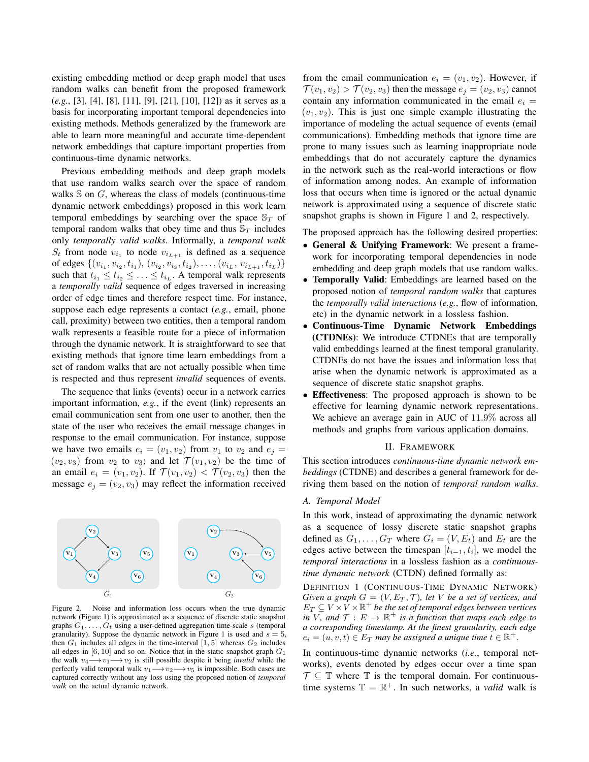existing embedding method or deep graph model that uses random walks can benefit from the proposed framework (*e.g.*, [3], [4], [8], [11], [9], [21], [10], [12]) as it serves as a basis for incorporating important temporal dependencies into existing methods. Methods generalized by the framework are able to learn more meaningful and accurate time-dependent network embeddings that capture important properties from continuous-time dynamic networks.

Previous embedding methods and deep graph models that use random walks search over the space of random walks $\mathbb{S}$ on $G$, whereas the class of models (continuous-time dynamic network embeddings) proposed in this work learn temporal embeddings by searching over the space $\mathbb{S}_T$ of temporal random walks that obey time and thus $\mathbb{S}_T$ includes only *temporally valid walks*. Informally, a *temporal walk* $S_t$ from node $v_{i_1}$ to node $v_{i_{L+1}}$ is defined as a sequence of edges $\{(v_{i_1}, v_{i_2}, t_{i_1}), (v_{i_2}, v_{i_3}, t_{i_2}), \ldots, (v_{i_L}, v_{i_{L+1}}, t_{i_L})\}$ such that $t_{i_1} \leq t_{i_2} \leq \ldots \leq t_{i_L}$. A temporal walk represents a *temporally valid* sequence of edges traversed in increasing order of edge times and therefore respect time. For instance, suppose each edge represents a contact (*e.g.*, email, phone call, proximity) between two entities, then a temporal random walk represents a feasible route for a piece of information through the dynamic network. It is straightforward to see that existing methods that ignore time learn embeddings from a set of random walks that are not actually possible when time is respected and thus represent *invalid* sequences of events.

The sequence that links (events) occur in a network carries important information, *e.g.*, if the event (link) represents an email communication sent from one user to another, then the state of the user who receives the email message changes in response to the email communication. For instance, suppose we have two emails $e_i = (v_1, v_2)$ from $v_1$ to $v_2$ and $e_j = (v_2, v_3)$ from $v_2$ to $v_3$; and let $\mathcal{T}(v_1, v_2)$ be the time of an email $e_i = (v_1, v_2)$. If $\mathcal{T}(v_1, v_2) < \mathcal{T}(v_2, v_3)$ then the message $e_j = (v_2, v_3)$ may reflect the information received from the email communication $e_i = (v_1, v_2)$. However, if $\mathcal{T}(v_1, v_2) > \mathcal{T}(v_2, v_3)$ then the message $e_j = (v_2, v_3)$ cannot contain any information communicated in the email $e_i = (v_1, v_2)$. This is just one simple example illustrating the importance of modeling the actual sequence of events (email communications). Embedding methods that ignore time are prone to many issues such as learning inappropriate node embeddings that do not accurately capture the dynamics in the network such as the real-world interactions or flow of information among nodes. An example of information loss that occurs when time is ignored or the actual dynamic network is approximated using a sequence of discrete static snapshot graphs is shown in Figure 1 and 2, respectively.

Figure 2. Noise and information loss occurs when the true dynamic network (Figure 1) is approximated as a sequence of discrete static snapshot graphs $G_1, \ldots, G_t$ using a user-defined aggregation time-scale $s$ (temporal granularity). Suppose the dynamic network in Figure 1 is used and $s = 5$, then $G_1$ includes all edges in the time-interval $[1, 5]$ whereas $G_2$ includes all edges in $[6, 10]$ and so on. Notice that in the static snapshot graph $G_1$ the walk $v_4 \longrightarrow v_1 \longrightarrow v_2$ is still possible despite it being *invalid* while the perfectly valid temporal walk $v_1 \longrightarrow v_2 \longrightarrow v_5$ is impossible. Both cases are captured correctly without any loss using the proposed notion of *temporal walk* on the actual dynamic network.

The proposed approach has the following desired properties:

- **General & Unifying Framework**: We present a framework for incorporating temporal dependencies in node embedding and deep graph models that use random walks.
- **Temporally Valid**: Embeddings are learned based on the proposed notion of *temporal random walks* that captures the *temporally valid interactions* (*e.g.*, flow of information, etc) in the dynamic network in a lossless fashion.
- **Continuous-Time Dynamic Network Embeddings (CTDNEs)**: We introduce CTDNEs that are temporally valid embeddings learned at the finest temporal granularity. CTDNEs do not have the issues and information loss that arise when the dynamic network is approximated as a sequence of discrete static snapshot graphs.
- **Effectiveness**: The proposed approach is shown to be effective for learning dynamic network representations. We achieve an average gain in AUC of 11.9% across all methods and graphs from various application domains.

## II. Framework

This section introduces *continuous-time dynamic network embeddings* (CTDNE) and describes a general framework for deriving them based on the notion of *temporal random walks*.

### A. Temporal Model

In this work, instead of approximating the dynamic network as a sequence of lossy discrete static snapshot graphs defined as $G_1, \ldots, G_T$ where $G_i = (V, E_t)$ and $E_t$ are the edges active between the timespan $[t_{i-1}, t_i]$, we model the *temporal interactions* in a lossless fashion as a *continuous-time dynamic network* (CTDN) defined formally as:

Definition 1 (Continuous-Time Dynamic Network) *Given a graph $G = (V, E_T, \mathcal{T})$, let $V$ be a set of vertices, and $E_T \subseteq V \times V \times \mathbb{R}^+$ be the set of temporal edges between vertices in $V$, and $\mathcal{T} : E \rightarrow \mathbb{R}^+$ is a function that maps each edge to a corresponding timestamp. At the finest granularity, each edge $e_i = (u, v, t) \in E_T$ may be assigned a unique time $t \in \mathbb{R}^+$.*

In continuous-time dynamic networks (*i.e.*, temporal networks), events denoted by edges occur over a time span $\mathcal{T} \subseteq \mathbb{T}$ where $\mathbb{T}$ is the temporal domain. For continuous-time systems $\mathbb{T} = \mathbb{R}^+$. In such networks, a *valid* walk is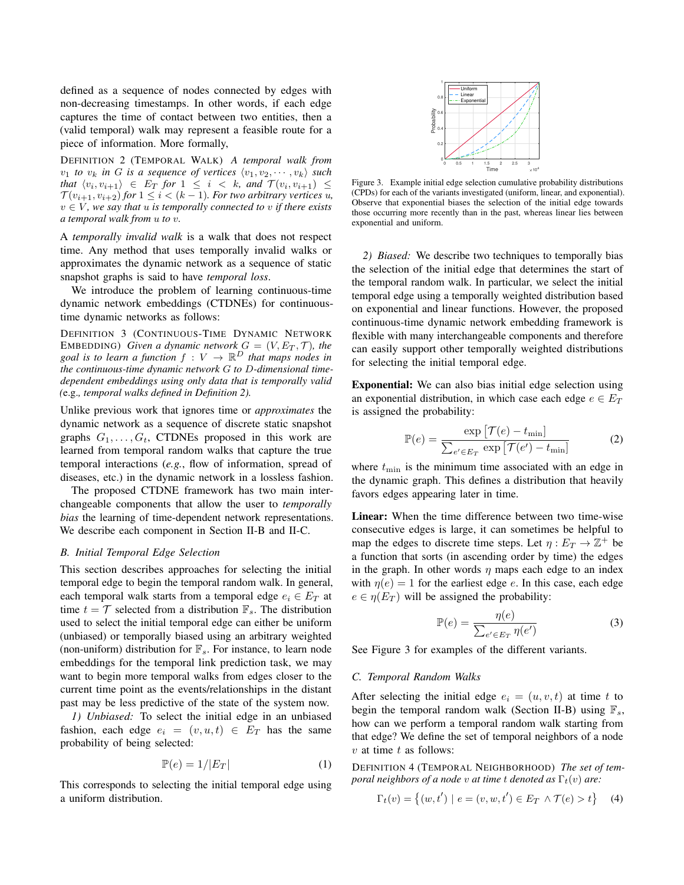defined as a sequence of nodes connected by edges with non-decreasing timestamps. In other words, if each edge captures the time of contact between two entities, then a (valid temporal) walk may represent a feasible route for a piece of information. More formally,

DEFINITION 2 (TEMPORAL WALK) *A temporal walk from $v_1$ to $v_k$ in $G$ is a sequence of vertices $\langle v_1, v_2, \cdots, v_k \rangle$ such that $\langle v_i, v_{i+1} \rangle \in E_T$ for $1 \leq i < k$, and $\mathcal{T}(v_i, v_{i+1}) \leq \mathcal{T}(v_{i+1}, v_{i+2})$ for $1 \leq i < (k-1)$. For two arbitrary vertices $u$, $v \in V$, we say that $u$ is temporally connected to $v$ if there exists a temporal walk from $u$ to $v$.*

A *temporally invalid walk* is a walk that does not respect time. Any method that uses temporally invalid walks or approximates the dynamic network as a sequence of static snapshot graphs is said to have *temporal loss*.

We introduce the problem of learning continuous-time dynamic network embeddings (CTDNEs) for continuous-time dynamic networks as follows:

DEFINITION 3 (CONTINUOUS-TIME DYNAMIC NETWORK EMBEDDING) *Given a dynamic network $G = (V, E_T, \mathcal{T})$, the goal is to learn a function $f : V \rightarrow \mathbb{R}^D$ that maps nodes in the continuous-time dynamic network $G$ to $D$-dimensional time-dependent embeddings using only data that is temporally valid (*e.g.*, temporal walks defined in Definition 2).*

Unlike previous work that ignores time or *approximates* the dynamic network as a sequence of discrete static snapshot graphs $G_1, \dots, G_t$, CTDNEs proposed in this work are learned from temporal random walks that capture the true temporal interactions (*e.g.*, flow of information, spread of diseases, etc.) in the dynamic network in a lossless fashion.

The proposed CTDNE framework has two main interchangeable components that allow the user to *temporally bias* the learning of time-dependent network representations. We describe each component in Section II-B and II-C.

### B. Initial Temporal Edge Selection

This section describes approaches for selecting the initial temporal edge to begin the temporal random walk. In general, each temporal walk starts from a temporal edge $e_i \in E_T$ at time $t = \mathcal{T}$ selected from a distribution $\mathbb{F}_s$. The distribution used to select the initial temporal edge can either be uniform (unbiased) or temporally biased using an arbitrary weighted (non-uniform) distribution for $\mathbb{F}_s$. For instance, to learn node embeddings for the temporal link prediction task, we may want to begin more temporal walks from edges closer to the current time point as the events/relationships in the distant past may be less predictive of the state of the system now.

*1) Unbiased:* To select the initial edge in an unbiased fashion, each edge $e_i = (v, u, t) \in E_T$ has the same probability of being selected:

$$\mathbb{P}(e) = 1/|E_T| \tag{1}$$

This corresponds to selecting the initial temporal edge using a uniform distribution.

Figure 3. Example initial edge selection cumulative probability distributions (CPDs) for each of the variants investigated (uniform, linear, and exponential). Observe that exponential biases the selection of the initial edge towards those occurring more recently than in the past, whereas linear lies between exponential and uniform.

*2) Biased:* We describe two techniques to temporally bias the selection of the initial edge that determines the start of the temporal random walk. In particular, we select the initial temporal edge using a temporally weighted distribution based on exponential and linear functions. However, the proposed continuous-time dynamic network embedding framework is flexible with many interchangeable components and therefore can easily support other temporally weighted distributions for selecting the initial temporal edge.

**Exponential:** We can also bias initial edge selection using an exponential distribution, in which case each edge $e \in E_T$ is assigned the probability:

$$\mathbb{P}(e) = \frac{\exp\left[\mathcal{T}(e) - t_{\min}\right]}{\sum_{e' \in E_T} \exp\left[\mathcal{T}(e') - t_{\min}\right]} \tag{2}$$

where $t_{\min}$ is the minimum time associated with an edge in the dynamic graph. This defines a distribution that heavily favors edges appearing later in time.

**Linear:** When the time difference between two time-wise consecutive edges is large, it can sometimes be helpful to map the edges to discrete time steps. Let $\eta : E_T \rightarrow \mathbb{Z}^+$ be a function that sorts (in ascending order by time) the edges in the graph. In other words $\eta$ maps each edge to an index with $\eta(e) = 1$ for the earliest edge $e$. In this case, each edge $e \in \eta(E_T)$ will be assigned the probability:

$$\mathbb{P}(e) = \frac{\eta(e)}{\sum_{e' \in E_T} \eta(e')} \tag{3}$$

See Figure 3 for examples of the different variants.

### C. Temporal Random Walks

After selecting the initial edge $e_i = (u, v, t)$ at time $t$ to begin the temporal random walk (Section II-B) using $\mathbb{F}_s$, how can we perform a temporal random walk starting from that edge? We define the set of temporal neighbors of a node $v$ at time $t$ as follows:

DEFINITION 4 (TEMPORAL NEIGHBORHOOD) *The set of temporal neighbors of a node $v$ at time $t$ denoted as $\Gamma_t(v)$ are:*

$$\Gamma_t(v) = \left\{ (w, t') \mid e = (v, w, t') \in E_T \wedge \mathcal{T}(e) > t \right\} \tag{4}$$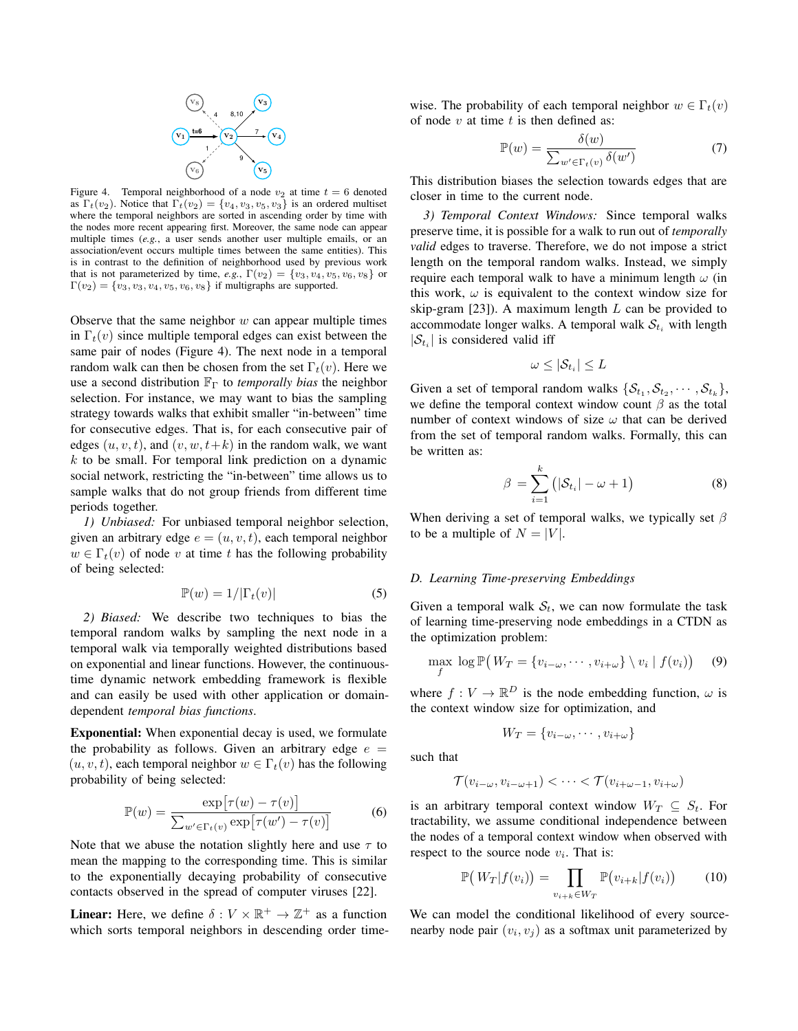Figure 4. Temporal neighborhood of a node $v_2$ at time $t = 6$ denoted as $\Gamma_t(v_2)$. Notice that $\Gamma_t(v_2) = \{v_4, v_3, v_5, v_3\}$ is an ordered multiset where the temporal neighbors are sorted in ascending order by time with the nodes more recent appearing first. Moreover, the same node can appear multiple times (*e.g.*, a user sends another user multiple emails, or an association/event occurs multiple times between the same entities). This is in contrast to the definition of neighborhood used by previous work that is not parameterized by time, *e.g.*, $\Gamma(v_2) = \{v_3, v_4, v_5, v_6, v_8\}$ or $\Gamma(v_2) = \{v_3, v_3, v_4, v_5, v_6, v_8\}$ if multigraphs are supported.

Observe that the same neighbor $w$ can appear multiple times in $\Gamma_t(v)$ since multiple temporal edges can exist between the same pair of nodes (Figure 4). The next node in a temporal random walk can then be chosen from the set $\Gamma_t(v)$. Here we use a second distribution $\mathbb{F}_\Gamma$ to *temporally bias* the neighbor selection. For instance, we may want to bias the sampling strategy towards walks that exhibit smaller "in-between" time for consecutive edges. That is, for each consecutive pair of edges $(u, v, t)$, and $(v, w, t+k)$ in the random walk, we want $k$ to be small. For temporal link prediction on a dynamic social network, restricting the "in-between" time allows us to sample walks that do not group friends from different time periods together.

*1) Unbiased:* For unbiased temporal neighbor selection, given an arbitrary edge $e = (u, v, t)$, each temporal neighbor $w \in \Gamma_t(v)$ of node $v$ at time $t$ has the following probability of being selected:

$$\mathbb{P}(w) = 1/|\Gamma_t(v)| \tag{5}$$

*2) Biased:* We describe two techniques to bias the temporal random walks by sampling the next node in a temporal walk via temporally weighted distributions based on exponential and linear functions. However, the continuous-time dynamic network embedding framework is flexible and can easily be used with other application or domain-dependent *temporal bias functions*.

**Exponential:** When exponential decay is used, we formulate the probability as follows. Given an arbitrary edge $e = (u, v, t)$, each temporal neighbor $w \in \Gamma_t(v)$ has the following probability of being selected:

$$\mathbb{P}(w) = \frac{\exp\big[\tau(w) - \tau(v)\big]}{\sum_{w' \in \Gamma_t(v)} \exp\big[\tau(w') - \tau(v)\big]} \tag{6}$$

Note that we abuse the notation slightly here and use $\tau$ to mean the mapping to the corresponding time. This is similar to the exponentially decaying probability of consecutive contacts observed in the spread of computer viruses [22].

**Linear:** Here, we define $\delta : V \times \mathbb{R}^+ \rightarrow \mathbb{Z}^+$ as a function which sorts temporal neighbors in descending order time-wise. The probability of each temporal neighbor $w \in \Gamma_t(v)$ of node $v$ at time $t$ is then defined as:

$$\mathbb{P}(w) = \frac{\delta(w)}{\sum_{w' \in \Gamma_t(v)} \delta(w')} \tag{7}$$

This distribution biases the selection towards edges that are closer in time to the current node.

*3) Temporal Context Windows:* Since temporal walks preserve time, it is possible for a walk to run out of *temporally valid* edges to traverse. Therefore, we do not impose a strict length on the temporal random walks. Instead, we simply require each temporal walk to have a minimum length $\omega$ (in this work, $\omega$ is equivalent to the context window size for skip-gram [23]). A maximum length $L$ can be provided to accommodate longer walks. A temporal walk $\mathcal{S}_{t_i}$ with length $|\mathcal{S}_{t_i}|$ is considered valid iff

$$\omega \leq |\mathcal{S}_{t_i}| \leq L$$

Given a set of temporal random walks $\{\mathcal{S}_{t_1}, \mathcal{S}_{t_2}, \cdots, \mathcal{S}_{t_k}\}$, we define the temporal context window count $\beta$ as the total number of context windows of size $\omega$ that can be derived from the set of temporal random walks. Formally, this can be written as:

$$\beta = \sum_{i=1}^{k} \big(|\mathcal{S}_{t_i}| - \omega + 1\big) \tag{8}$$

When deriving a set of temporal walks, we typically set $\beta$ to be a multiple of $N = |V|$.

### D. Learning Time-preserving Embeddings

Given a temporal walk $\mathcal{S}_t$, we can now formulate the task of learning time-preserving node embeddings in a CTDN as the optimization problem:

$$\max_{f} \; \log \mathbb{P}\big( W_T = \{v_{i-\omega}, \cdots, v_{i+\omega}\} \setminus v_i \mid f(v_i)\big) \tag{9}$$

where $f : V \rightarrow \mathbb{R}^D$ is the node embedding function, $\omega$ is the context window size for optimization, and

$$W_T = \{v_{i-\omega}, \cdots, v_{i+\omega}\}$$

such that

$$\mathcal{T}(v_{i-\omega}, v_{i-\omega+1}) < \cdots < \mathcal{T}(v_{i+\omega-1}, v_{i+\omega})$$

is an arbitrary temporal context window $W_T \subseteq \mathcal{S}_t$. For tractability, we assume conditional independence between the nodes of a temporal context window when observed with respect to the source node $v_i$. That is:

$$\mathbb{P}\big( W_T | f(v_i)\big) = \prod_{v_{i+k} \in W_T} \mathbb{P}\big(v_{i+k} | f(v_i)\big) \tag{10}$$

We can model the conditional likelihood of every source-nearby node pair $(v_i, v_j)$ as a softmax unit parameterized by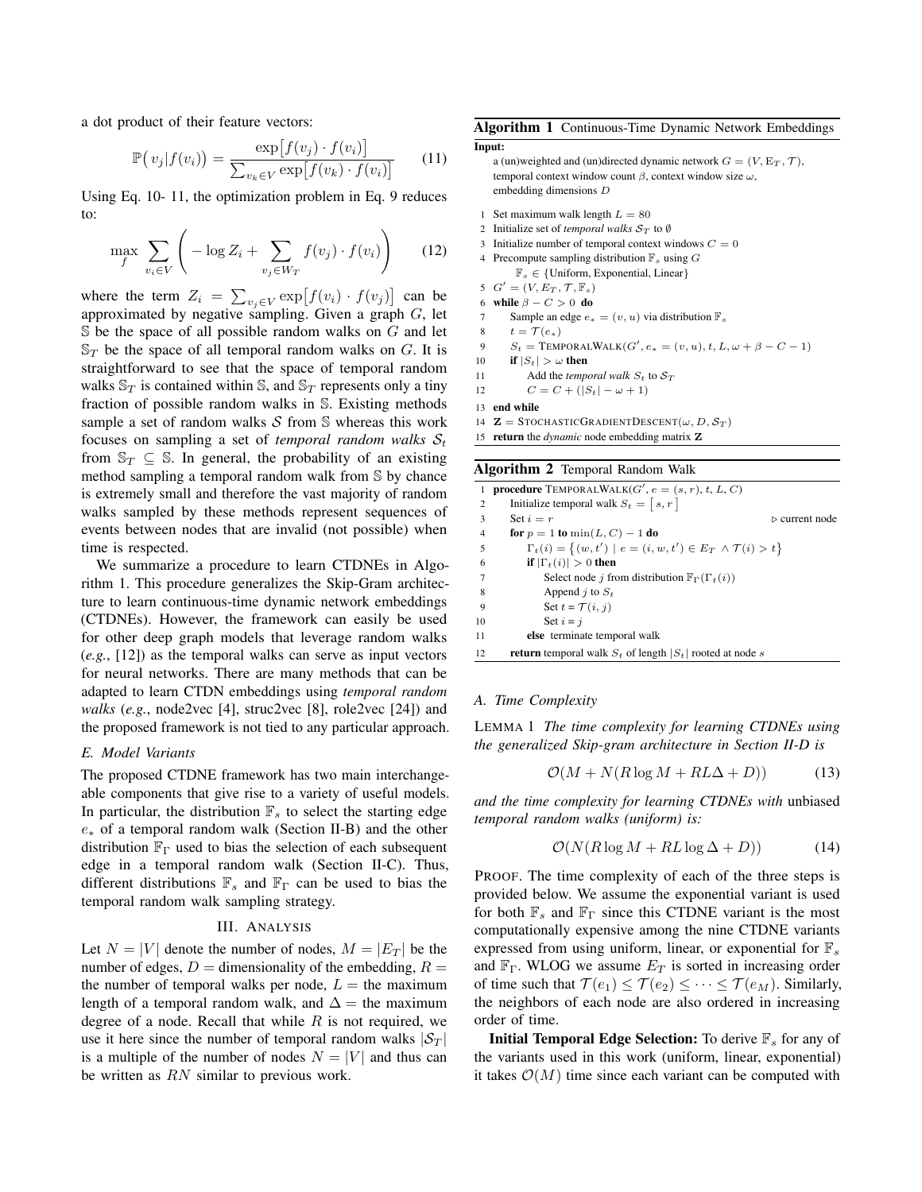a dot product of their feature vectors:

$$\mathbb{P}\big(v_j|f(v_i)\big) = \frac{\exp\big[f(v_j) \cdot f(v_i)\big]}{\sum_{v_k \in V} \exp\big[f(v_k) \cdot f(v_i)\big]} \tag{11}$$

Using Eq. 10- 11, the optimization problem in Eq. 9 reduces to:

$$\max_{f} \sum_{v_i \in V} \Bigg( -\log Z_i + \sum_{v_j \in W_T} f(v_j) \cdot f(v_i) \Bigg) \tag{12}$$

where the term $Z_i = \sum_{v_j \in V} \exp\big[f(v_i) \cdot f(v_j)\big]$ can be approximated by negative sampling. Given a graph $G$, let $\mathbb{S}$ be the space of all possible random walks on $G$ and let $\mathbb{S}_T$ be the space of all temporal random walks on $G$. It is straightforward to see that the space of temporal random walks $\mathbb{S}_T$ is contained within $\mathbb{S}$, and $\mathbb{S}_T$ represents only a tiny fraction of possible random walks in $\mathbb{S}$. Existing methods sample a set of random walks $\mathcal{S}$ from $\mathbb{S}$ whereas this work focuses on sampling a set of *temporal random walks* $\mathcal{S}_t$ from $\mathbb{S}_T \subseteq \mathbb{S}$. In general, the probability of an existing method sampling a temporal random walk from $\mathbb{S}$ by chance is extremely small and therefore the vast majority of random walks sampled by these methods represent sequences of events between nodes that are invalid (not possible) when time is respected.

We summarize a procedure to learn CTDNEs in Algorithm 1. This procedure generalizes the Skip-Gram architecture to learn continuous-time dynamic network embeddings (CTDNEs). However, the framework can easily be used for other deep graph models that leverage random walks (*e.g.*, [12]) as the temporal walks can serve as input vectors for neural networks. There are many methods that can be adapted to learn CTDN embeddings using *temporal random walks* (*e.g.*, node2vec [4], struc2vec [8], role2vec [24]) and the proposed framework is not tied to any particular approach.

### E. Model Variants

The proposed CTDNE framework has two main interchangeable components that give rise to a variety of useful models. In particular, the distribution $\mathbb{F}_s$ to select the starting edge $e_*$ of a temporal random walk (Section II-B) and the other distribution $\mathbb{F}_\Gamma$ used to bias the selection of each subsequent edge in a temporal random walk (Section II-C). Thus, different distributions $\mathbb{F}_s$ and $\mathbb{F}_\Gamma$ can be used to bias the temporal random walk sampling strategy.

## III. Analysis

Let $N = |V|$ denote the number of nodes, $M = |E_T|$ be the number of edges, $D =$ dimensionality of the embedding, $R =$ the number of temporal walks per node, $L =$ the maximum length of a temporal random walk, and $\Delta =$ the maximum degree of a node. Recall that while $R$ is not required, we use it here since the number of temporal random walks $|\mathcal{S}_T|$ is a multiple of the number of nodes $N = |V|$ and thus can be written as $RN$ similar to previous work.

**Algorithm 1** Continuous-Time Dynamic Network Embeddings

**Input:**
a (un)weighted and (un)directed dynamic network $G = (V, E_T, \mathcal{T})$, temporal context window count $\beta$, context window size $\omega$, embedding dimensions $D$

```
1  Set maximum walk length L = 80
2  Initialize set of temporal walks S_T to ∅
3  Initialize number of temporal context windows C = 0
4  Precompute sampling distribution F_s using G
       F_s ∈ {Uniform, Exponential, Linear}
5  G' = (V, E_T, T, F_s)
6  while β − C > 0 do
7      Sample an edge e_* = (v, u) via distribution F_s
8      t = T(e_*)
9      S_t = TemporalWalk(G', e_* = (v, u), t, L, ω + β − C − 1)
10     if |S_t| > ω then
11         Add the temporal walk S_t to S_T
12         C = C + (|S_t| − ω + 1)
13 end while
14 Z = StochasticGradientDescent(ω, D, S_T)
15 return the dynamic node embedding matrix Z
```

**Algorithm 2** Temporal Random Walk

```
1  procedure TemporalWalk(G', e = (s, r), t, L, C)
2      Initialize temporal walk S_t = [ s, r ]
3      Set i = r                                        ▷ current node
4      for p = 1 to min(L, C) − 1 do
5          Γ_t(i) = { (w, t') | e = (i, w, t') ∈ E_T ∧ T(i) > t }
6          if |Γ_t(i)| > 0 then
7              Select node j from distribution F_Γ(Γ_t(i))
8              Append j to S_t
9              Set t = T(i, j)
10             Set i = j
11         else terminate temporal walk
12     return temporal walk S_t of length |S_t| rooted at node s
```

### A. Time Complexity

LEMMA 1 *The time complexity for learning CTDNEs using the generalized Skip-gram architecture in Section II-D is*

$$\mathcal{O}(M + N(R\log M + RL\Delta + D)) \tag{13}$$

*and the time complexity for learning CTDNEs with* unbiased *temporal random walks (uniform) is:*

$$\mathcal{O}(N(R\log M + RL\log\Delta + D)) \tag{14}$$

PROOF. The time complexity of each of the three steps is provided below. We assume the exponential variant is used for both $\mathbb{F}_s$ and $\mathbb{F}_\Gamma$ since this CTDNE variant is the most computationally expensive among the nine CTDNE variants expressed from using uniform, linear, or exponential for $\mathbb{F}_s$ and $\mathbb{F}_\Gamma$. WLOG we assume $E_T$ is sorted in increasing order of time such that $\mathcal{T}(e_1) \leq \mathcal{T}(e_2) \leq \cdots \leq \mathcal{T}(e_M)$. Similarly, the neighbors of each node are also ordered in increasing order of time.

**Initial Temporal Edge Selection:** To derive $\mathbb{F}_s$ for any of the variants used in this work (uniform, linear, exponential) it takes $\mathcal{O}(M)$ time since each variant can be computed with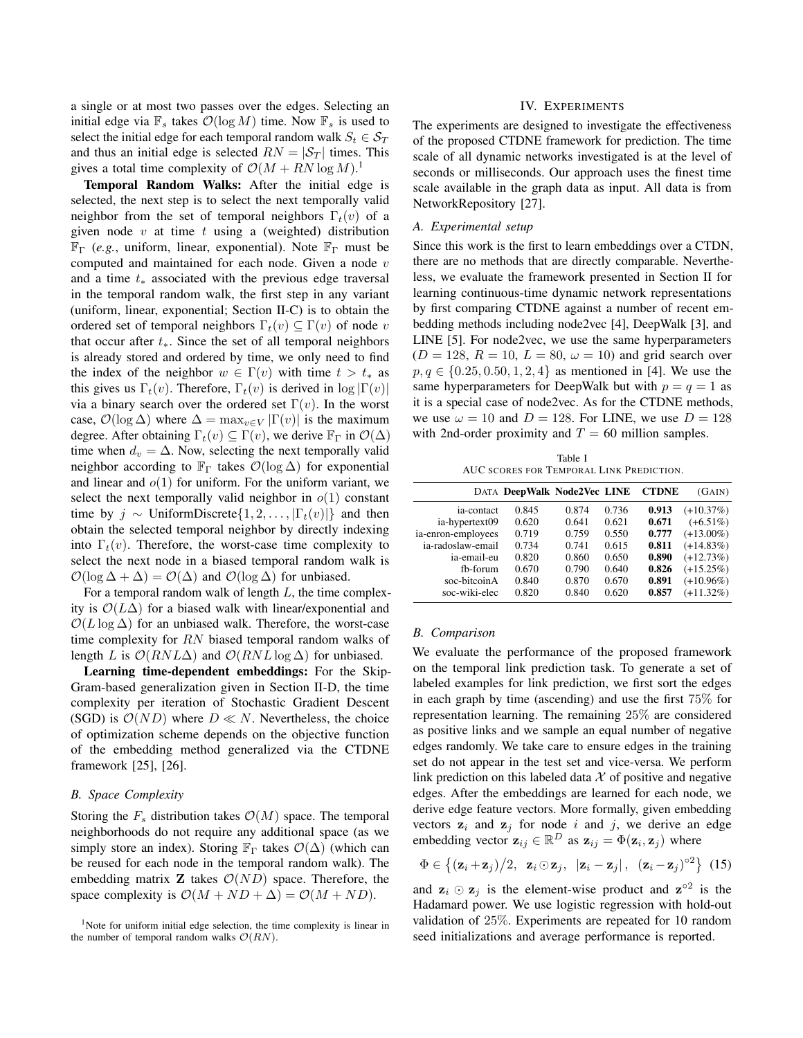a single or at most two passes over the edges. Selecting an initial edge via $\mathbb{F}_s$ takes $\mathcal{O}(\log M)$ time. Now $\mathbb{F}_s$ is used to select the initial edge for each temporal random walk $S_t \in \mathcal{S}_T$ and thus an initial edge is selected $RN = |\mathcal{S}_T|$ times. This gives a total time complexity of $\mathcal{O}(M + RN \log M)$.[1]

**Temporal Random Walks:** After the initial edge is selected, the next step is to select the next temporally valid neighbor from the set of temporal neighbors $\Gamma_t(v)$ of a given node $v$ at time $t$ using a (weighted) distribution $\mathbb{F}_\Gamma$ (*e.g.*, uniform, linear, exponential). Note $\mathbb{F}_\Gamma$ must be computed and maintained for each node. Given a node $v$ and a time $t_*$ associated with the previous edge traversal in the temporal random walk, the first step in any variant (uniform, linear, exponential; Section II-C) is to obtain the ordered set of temporal neighbors $\Gamma_t(v) \subseteq \Gamma(v)$ of node $v$ that occur after $t_*$. Since the set of all temporal neighbors is already stored and ordered by time, we only need to find the index of the neighbor $w \in \Gamma(v)$ with time $t > t_*$ as this gives us $\Gamma_t(v)$. Therefore, $\Gamma_t(v)$ is derived in $\log |\Gamma(v)|$ via a binary search over the ordered set $\Gamma(v)$. In the worst case, $\mathcal{O}(\log \Delta)$ where $\Delta = \max_{v \in V} |\Gamma(v)|$ is the maximum degree. After obtaining $\Gamma_t(v) \subseteq \Gamma(v)$, we derive $\mathbb{F}_\Gamma$ in $\mathcal{O}(\Delta)$ time when $d_v = \Delta$. Now, selecting the next temporally valid neighbor according to $\mathbb{F}_\Gamma$ takes $\mathcal{O}(\log \Delta)$ for exponential and linear and $o(1)$ for uniform. For the uniform variant, we select the next temporally valid neighbor in $o(1)$ constant time by $j \sim \text{UniformDiscrete}\{1, 2, \ldots, |\Gamma_t(v)|\}$ and then obtain the selected temporal neighbor by directly indexing into $\Gamma_t(v)$. Therefore, the worst-case time complexity to select the next node in a biased temporal random walk is $\mathcal{O}(\log \Delta + \Delta) = \mathcal{O}(\Delta)$ and $\mathcal{O}(\log \Delta)$ for unbiased.

For a temporal random walk of length $L$, the time complexity is $\mathcal{O}(L\Delta)$ for a biased walk with linear/exponential and $\mathcal{O}(L \log \Delta)$ for an unbiased walk. Therefore, the worst-case time complexity for $RN$ biased temporal random walks of length $L$ is $\mathcal{O}(RNL\Delta)$ and $\mathcal{O}(RNL \log \Delta)$ for unbiased.

**Learning time-dependent embeddings:** For the Skip-Gram-based generalization given in Section II-D, the time complexity per iteration of Stochastic Gradient Descent (SGD) is $\mathcal{O}(ND)$ where $D \ll N$. Nevertheless, the choice of optimization scheme depends on the objective function of the embedding method generalized via the CTDNE framework [25], [26].

### *B. Space Complexity*

Storing the $F_s$ distribution takes $\mathcal{O}(M)$ space. The temporal neighborhoods do not require any additional space (as we simply store an index). Storing $\mathbb{F}_\Gamma$ takes $\mathcal{O}(\Delta)$ (which can be reused for each node in the temporal random walk). The embedding matrix $\mathbf{Z}$ takes $\mathcal{O}(ND)$ space. Therefore, the space complexity is $\mathcal{O}(M + ND + \Delta) = \mathcal{O}(M + ND)$.

[1] Note for uniform initial edge selection, the time complexity is linear in the number of temporal random walks $\mathcal{O}(RN)$.

## IV. Experiments

The experiments are designed to investigate the effectiveness of the proposed CTDNE framework for prediction. The time scale of all dynamic networks investigated is at the level of seconds or milliseconds. Our approach uses the finest time scale available in the graph data as input. All data is from NetworkRepository [27].

### *A. Experimental setup*

Since this work is the first to learn embeddings over a CTDN, there are no methods that are directly comparable. Nevertheless, we evaluate the framework presented in Section II for learning continuous-time dynamic network representations by first comparing CTDNE against a number of recent embedding methods including node2vec [4], DeepWalk [3], and LINE [5]. For node2vec, we use the same hyperparameters ($D = 128$, $R = 10$, $L = 80$, $\omega = 10$) and grid search over $p, q \in \{0.25, 0.50, 1, 2, 4\}$ as mentioned in [4]. We use the same hyperparameters for DeepWalk but with $p = q = 1$ as it is a special case of node2vec. As for the CTDNE methods, we use $\omega = 10$ and $D = 128$. For LINE, we use $D = 128$ with 2nd-order proximity and $T = 60$ million samples.

Table I
AUC scores for Temporal Link Prediction.

| Data | DeepWalk | Node2Vec | LINE | CTDNE | (Gain) |
|---|---|---|---|---|---|
| ia-contact | 0.845 | 0.874 | 0.736 | **0.913** | (+10.37%) |
| ia-hypertext09 | 0.620 | 0.641 | 0.621 | **0.671** | (+6.51%) |
| ia-enron-employees | 0.719 | 0.759 | 0.550 | **0.777** | (+13.00%) |
| ia-radoslaw-email | 0.734 | 0.741 | 0.615 | **0.811** | (+14.83%) |
| ia-email-eu | 0.820 | 0.860 | 0.650 | **0.890** | (+12.73%) |
| fb-forum | 0.670 | 0.790 | 0.640 | **0.826** | (+15.25%) |
| soc-bitcoinA | 0.840 | 0.870 | 0.670 | **0.891** | (+10.96%) |
| soc-wiki-elec | 0.820 | 0.840 | 0.620 | **0.857** | (+11.32%) |

### *B. Comparison*

We evaluate the performance of the proposed framework on the temporal link prediction task. To generate a set of labeled examples for link prediction, we first sort the edges in each graph by time (ascending) and use the first 75% for representation learning. The remaining 25% are considered as positive links and we sample an equal number of negative edges randomly. We take care to ensure edges in the training set do not appear in the test set and vice-versa. We perform link prediction on this labeled data $\mathcal{X}$ of positive and negative edges. After the embeddings are learned for each node, we derive edge feature vectors. More formally, given embedding vectors $\mathbf{z}_i$ and $\mathbf{z}_j$ for node $i$ and $j$, we derive an edge embedding vector $\mathbf{z}_{ij} \in \mathbb{R}^D$ as $\mathbf{z}_{ij} = \Phi(\mathbf{z}_i, \mathbf{z}_j)$ where

$$\Phi \in \left\{ (\mathbf{z}_i + \mathbf{z}_j)\big/2,\ \ \mathbf{z}_i \odot \mathbf{z}_j,\ \ |\mathbf{z}_i - \mathbf{z}_j|,\ \ (\mathbf{z}_i - \mathbf{z}_j)^{\circ 2} \right\} \quad (15)$$

and $\mathbf{z}_i \odot \mathbf{z}_j$ is the element-wise product and $\mathbf{z}^{\circ 2}$ is the Hadamard power. We use logistic regression with hold-out validation of 25%. Experiments are repeated for 10 random seed initializations and average performance is reported.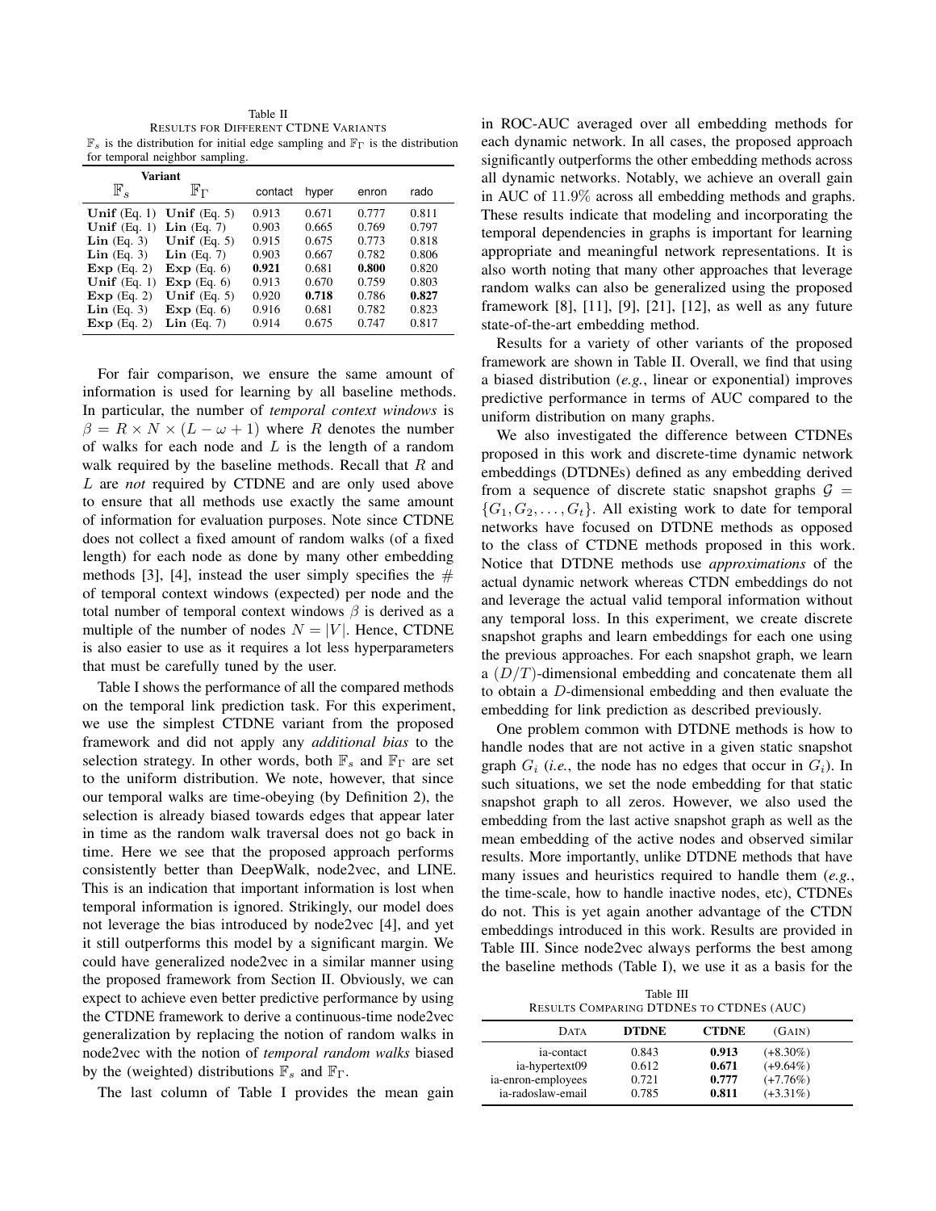Table II
RESULTS FOR DIFFERENT CTDNE VARIANTS
$\mathbb{F}_s$ is the distribution for initial edge sampling and $\mathbb{F}_\Gamma$ is the distribution for temporal neighbor sampling.

| Variant | | | | | |
|---|---|---|---|---|---|
| $\mathbb{F}_s$ | $\mathbb{F}_\Gamma$ | contact | hyper | enron | rado |
| **Unif** (Eq. 1) | **Unif** (Eq. 5) | 0.913 | 0.671 | 0.777 | 0.811 |
| **Unif** (Eq. 1) | **Lin** (Eq. 7) | 0.903 | 0.665 | 0.769 | 0.797 |
| **Lin** (Eq. 3) | **Unif** (Eq. 5) | 0.915 | 0.675 | 0.773 | 0.818 |
| **Lin** (Eq. 3) | **Lin** (Eq. 7) | 0.903 | 0.667 | 0.782 | 0.806 |
| **Exp** (Eq. 2) | **Exp** (Eq. 6) | **0.921** | 0.681 | **0.800** | 0.820 |
| **Unif** (Eq. 1) | **Exp** (Eq. 6) | 0.913 | 0.670 | 0.759 | 0.803 |
| **Exp** (Eq. 2) | **Unif** (Eq. 5) | 0.920 | **0.718** | 0.786 | **0.827** |
| **Lin** (Eq. 3) | **Exp** (Eq. 6) | 0.916 | 0.681 | 0.782 | 0.823 |
| **Exp** (Eq. 2) | **Lin** (Eq. 7) | 0.914 | 0.675 | 0.747 | 0.817 |

For fair comparison, we ensure the same amount of information is used for learning by all baseline methods. In particular, the number of *temporal context windows* is $\beta = R \times N \times (L - \omega + 1)$ where $R$ denotes the number of walks for each node and $L$ is the length of a random walk required by the baseline methods. Recall that $R$ and $L$ are *not* required by CTDNE and are only used above to ensure that all methods use exactly the same amount of information for evaluation purposes. Note since CTDNE does not collect a fixed amount of random walks (of a fixed length) for each node as done by many other embedding methods [3], [4], instead the user simply specifies the # of temporal context windows (expected) per node and the total number of temporal context windows $\beta$ is derived as a multiple of the number of nodes $N = |V|$. Hence, CTDNE is also easier to use as it requires a lot less hyperparameters that must be carefully tuned by the user.

Table I shows the performance of all the compared methods on the temporal link prediction task. For this experiment, we use the simplest CTDNE variant from the proposed framework and did not apply any *additional bias* to the selection strategy. In other words, both $\mathbb{F}_s$ and $\mathbb{F}_\Gamma$ are set to the uniform distribution. We note, however, that since our temporal walks are time-obeying (by Definition 2), the selection is already biased towards edges that appear later in time as the random walk traversal does not go back in time. Here we see that the proposed approach performs consistently better than DeepWalk, node2vec, and LINE. This is an indication that important information is lost when temporal information is ignored. Strikingly, our model does not leverage the bias introduced by node2vec [4], and yet it still outperforms this model by a significant margin. We could have generalized node2vec in a similar manner using the proposed framework from Section II. Obviously, we can expect to achieve even better predictive performance by using the CTDNE framework to derive a continuous-time node2vec generalization by replacing the notion of random walks in node2vec with the notion of *temporal random walks* biased by the (weighted) distributions $\mathbb{F}_s$ and $\mathbb{F}_\Gamma$.

The last column of Table I provides the mean gain in ROC-AUC averaged over all embedding methods for each dynamic network. In all cases, the proposed approach significantly outperforms the other embedding methods across all dynamic networks. Notably, we achieve an overall gain in AUC of 11.9% across all embedding methods and graphs. These results indicate that modeling and incorporating the temporal dependencies in graphs is important for learning appropriate and meaningful network representations. It is also worth noting that many other approaches that leverage random walks can also be generalized using the proposed framework [8], [11], [9], [21], [12], as well as any future state-of-the-art embedding method.

Results for a variety of other variants of the proposed framework are shown in Table II. Overall, we find that using a biased distribution (*e.g.*, linear or exponential) improves predictive performance in terms of AUC compared to the uniform distribution on many graphs.

We also investigated the difference between CTDNEs proposed in this work and discrete-time dynamic network embeddings (DTDNEs) defined as any embedding derived from a sequence of discrete static snapshot graphs $\mathcal{G} = \{G_1, G_2, \ldots, G_t\}$. All existing work to date for temporal networks have focused on DTDNE methods as opposed to the class of CTDNE methods proposed in this work. Notice that DTDNE methods use *approximations* of the actual dynamic network whereas CTDN embeddings do not and leverage the actual valid temporal information without any temporal loss. In this experiment, we create discrete snapshot graphs and learn embeddings for each one using the previous approaches. For each snapshot graph, we learn a $(D/T)$-dimensional embedding and concatenate them all to obtain a $D$-dimensional embedding and then evaluate the embedding for link prediction as described previously.

One problem common with DTDNE methods is how to handle nodes that are not active in a given static snapshot graph $G_i$ (*i.e.*, the node has no edges that occur in $G_i$). In such situations, we set the node embedding for that static snapshot graph to all zeros. However, we also used the embedding from the last active snapshot graph as well as the mean embedding of the active nodes and observed similar results. More importantly, unlike DTDNE methods that have many issues and heuristics required to handle them (*e.g.*, the time-scale, how to handle inactive nodes, etc), CTDNEs do not. This is yet again another advantage of the CTDN embeddings introduced in this work. Results are provided in Table III. Since node2vec always performs the best among the baseline methods (Table I), we use it as a basis for the

Table III
RESULTS COMPARING DTDNES TO CTDNES (AUC)

| DATA | DTDNE | CTDNE | (GAIN) |
|---|---|---|---|
| ia-contact | 0.843 | **0.913** | (+8.30%) |
| ia-hypertext09 | 0.612 | **0.671** | (+9.64%) |
| ia-enron-employees | 0.721 | **0.777** | (+7.76%) |
| ia-radoslaw-email | 0.785 | **0.811** | (+3.31%) |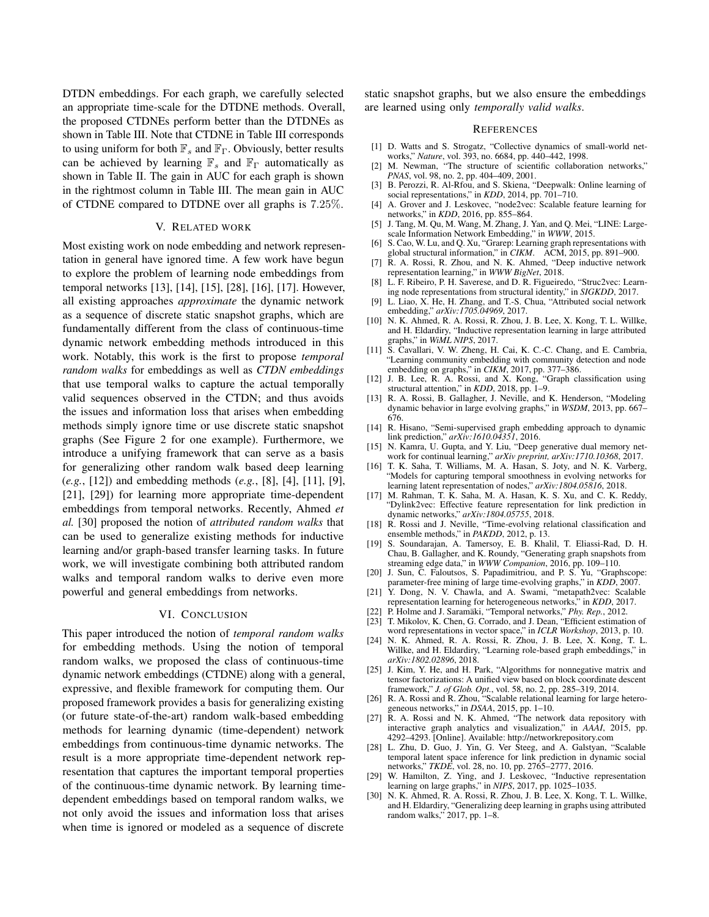DTDN embeddings. For each graph, we carefully selected an appropriate time-scale for the DTDNE methods. Overall, the proposed CTDNEs perform better than the DTDNEs as shown in Table III. Note that CTDNE in Table III corresponds to using uniform for both $\mathbb{F}_s$ and $\mathbb{F}_\Gamma$. Obviously, better results can be achieved by learning $\mathbb{F}_s$ and $\mathbb{F}_\Gamma$ automatically as shown in Table II. The gain in AUC for each graph is shown in the rightmost column in Table III. The mean gain in AUC of CTDNE compared to DTDNE over all graphs is $7.25\%$.

## V. Related work

Most existing work on node embedding and network representation in general have ignored time. A few work have begun to explore the problem of learning node embeddings from temporal networks [13], [14], [15], [28], [16], [17]. However, all existing approaches *approximate* the dynamic network as a sequence of discrete static snapshot graphs, which are fundamentally different from the class of continuous-time dynamic network embedding methods introduced in this work. Notably, this work is the first to propose *temporal random walks* for embeddings as well as *CTDN embeddings* that use temporal walks to capture the actual temporally valid sequences observed in the CTDN; and thus avoids the issues and information loss that arises when embedding methods simply ignore time or use discrete static snapshot graphs (See Figure 2 for one example). Furthermore, we introduce a unifying framework that can serve as a basis for generalizing other random walk based deep learning (*e.g.*, [12]) and embedding methods (*e.g.*, [8], [4], [11], [9], [21], [29]) for learning more appropriate time-dependent embeddings from temporal networks. Recently, Ahmed *et al.* [30] proposed the notion of *attributed random walks* that can be used to generalize existing methods for inductive learning and/or graph-based transfer learning tasks. In future work, we will investigate combining both attributed random walks and temporal random walks to derive even more powerful and general embeddings from networks.

## VI. Conclusion

This paper introduced the notion of *temporal random walks* for embedding methods. Using the notion of temporal random walks, we proposed the class of continuous-time dynamic network embeddings (CTDNE) along with a general, expressive, and flexible framework for computing them. Our proposed framework provides a basis for generalizing existing (or future state-of-the-art) random walk-based embedding methods for learning dynamic (time-dependent) network embeddings from continuous-time dynamic networks. The result is a more appropriate time-dependent network representation that captures the important temporal properties of the continuous-time dynamic network. By learning time-dependent embeddings based on temporal random walks, we not only avoid the issues and information loss that arises when time is ignored or modeled as a sequence of discrete static snapshot graphs, but we also ensure the embeddings are learned using only *temporally valid walks*.

## References

[1] D. Watts and S. Strogatz, "Collective dynamics of small-world networks," *Nature*, vol. 393, no. 6684, pp. 440–442, 1998.

[2] M. Newman, "The structure of scientific collaboration networks," *PNAS*, vol. 98, no. 2, pp. 404–409, 2001.

[3] B. Perozzi, R. Al-Rfou, and S. Skiena, "Deepwalk: Online learning of social representations," in *KDD*, 2014, pp. 701–710.

[4] A. Grover and J. Leskovec, "node2vec: Scalable feature learning for networks," in *KDD*, 2016, pp. 855–864.

[5] J. Tang, M. Qu, M. Wang, M. Zhang, J. Yan, and Q. Mei, "LINE: Large-scale Information Network Embedding," in *WWW*, 2015.

[6] S. Cao, W. Lu, and Q. Xu, "Grarep: Learning graph representations with global structural information," in *CIKM*. ACM, 2015, pp. 891–900.

[7] R. A. Rossi, R. Zhou, and N. K. Ahmed, "Deep inductive network representation learning," in *WWW BigNet*, 2018.

[8] L. F. Ribeiro, P. H. Saverese, and D. R. Figueiredo, "Struc2vec: Learning node representations from structural identity," in *SIGKDD*, 2017.

[9] L. Liao, X. He, H. Zhang, and T.-S. Chua, "Attributed social network embedding," *arXiv:1705.04969*, 2017.

[10] N. K. Ahmed, R. A. Rossi, R. Zhou, J. B. Lee, X. Kong, T. L. Willke, and H. Eldardiry, "Inductive representation learning in large attributed graphs," in *WiML NIPS*, 2017.

[11] S. Cavallari, V. W. Zheng, H. Cai, K. C.-C. Chang, and E. Cambria, "Learning community embedding with community detection and node embedding on graphs," in *CIKM*, 2017, pp. 377–386.

[12] J. B. Lee, R. A. Rossi, and X. Kong, "Graph classification using structural attention," in *KDD*, 2018, pp. 1–9.

[13] R. A. Rossi, B. Gallagher, J. Neville, and K. Henderson, "Modeling dynamic behavior in large evolving graphs," in *WSDM*, 2013, pp. 667–676.

[14] R. Hisano, "Semi-supervised graph embedding approach to dynamic link prediction," *arXiv:1610.04351*, 2016.

[15] N. Kamra, U. Gupta, and Y. Liu, "Deep generative dual memory network for continual learning," *arXiv preprint, arXiv:1710.10368*, 2017.

[16] T. K. Saha, T. Williams, M. A. Hasan, S. Joty, and N. K. Varberg, "Models for capturing temporal smoothness in evolving networks for learning latent representation of nodes," *arXiv:1804.05816*, 2018.

[17] M. Rahman, T. K. Saha, M. A. Hasan, K. S. Xu, and C. K. Reddy, "Dylink2vec: Effective feature representation for link prediction in dynamic networks," *arXiv:1804.05755*, 2018.

[18] R. Rossi and J. Neville, "Time-evolving relational classification and ensemble methods," in *PAKDD*, 2012, p. 13.

[19] S. Soundarajan, A. Tamersoy, E. B. Khalil, T. Eliassi-Rad, D. H. Chau, B. Gallagher, and K. Roundy, "Generating graph snapshots from streaming edge data," in *WWW Companion*, 2016, pp. 109–110.

[20] J. Sun, C. Faloutsos, S. Papadimitriou, and P. S. Yu, "Graphscope: parameter-free mining of large time-evolving graphs," in *KDD*, 2007.

[21] Y. Dong, N. V. Chawla, and A. Swami, "metapath2vec: Scalable representation learning for heterogeneous networks," in *KDD*, 2017.

[22] P. Holme and J. Saramäki, "Temporal networks," *Phy. Rep.*, 2012.

[23] T. Mikolov, K. Chen, G. Corrado, and J. Dean, "Efficient estimation of word representations in vector space," in *ICLR Workshop*, 2013, p. 10.

[24] N. K. Ahmed, R. A. Rossi, R. Zhou, J. B. Lee, X. Kong, T. L. Willke, and H. Eldardiry, "Learning role-based graph embeddings," in *arXiv:1802.02896*, 2018.

[25] J. Kim, Y. He, and H. Park, "Algorithms for nonnegative matrix and tensor factorizations: A unified view based on block coordinate descent framework," *J. of Glob. Opt.*, vol. 58, no. 2, pp. 285–319, 2014.

[26] R. A. Rossi and R. Zhou, "Scalable relational learning for large heterogeneous networks," in *DSAA*, 2015, pp. 1–10.

[27] R. A. Rossi and N. K. Ahmed, "The network data repository with interactive graph analytics and visualization," in *AAAI*, 2015, pp. 4292–4293. [Online]. Available: http://networkrepository.com

[28] L. Zhu, D. Guo, J. Yin, G. Ver Steeg, and A. Galstyan, "Scalable temporal latent space inference for link prediction in dynamic social networks," *TKDE*, vol. 28, no. 10, pp. 2765–2777, 2016.

[29] W. Hamilton, Z. Ying, and J. Leskovec, "Inductive representation learning on large graphs," in *NIPS*, 2017, pp. 1025–1035.

[30] N. K. Ahmed, R. A. Rossi, R. Zhou, J. B. Lee, X. Kong, T. L. Willke, and H. Eldardiry, "Generalizing deep learning in graphs using attributed random walks," 2017, pp. 1–8.